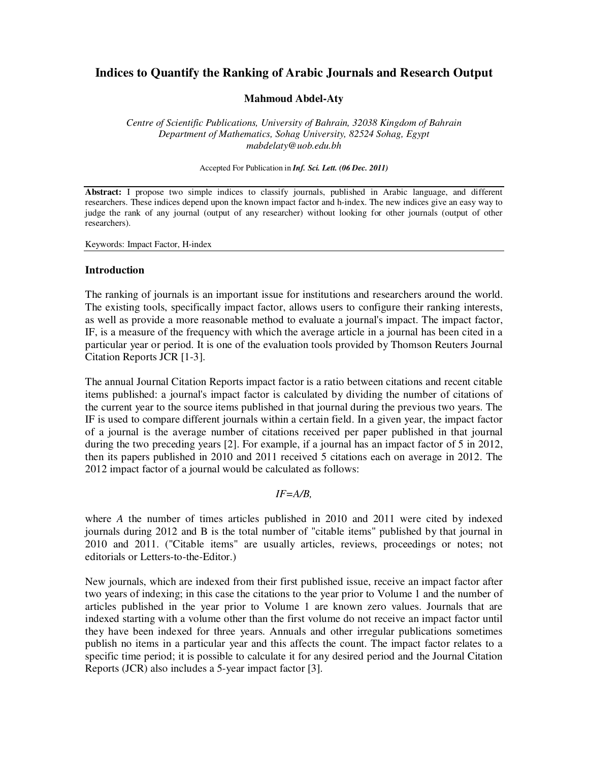# Indices to Quantify the Ranking of Arabic Journals and Research Output

**Mahmoud Abdel-Aty**

*Centre of Scientific Publications, University of Bahrain, 32038 Kingdom of Bahrain*
*Department of Mathematics, Sohag University, 82524 Sohag, Egypt*
*mabdelaty@uob.edu.bh*

Accepted For Publication in ***Inf. Sci. Lett. (06 Dec. 2011)***

**Abstract:** I propose two simple indices to classify journals, published in Arabic language, and different researchers. These indices depend upon the known impact factor and h-index. The new indices give an easy way to judge the rank of any journal (output of any researcher) without looking for other journals (output of other researchers).

Keywords: Impact Factor, H-index

## Introduction

The ranking of journals is an important issue for institutions and researchers around the world. The existing tools, specifically impact factor, allows users to configure their ranking interests, as well as provide a more reasonable method to evaluate a journal's impact. The impact factor, IF, is a measure of the frequency with which the average article in a journal has been cited in a particular year or period. It is one of the evaluation tools provided by Thomson Reuters Journal Citation Reports JCR [1-3].

The annual Journal Citation Reports impact factor is a ratio between citations and recent citable items published: a journal's impact factor is calculated by dividing the number of citations of the current year to the source items published in that journal during the previous two years. The IF is used to compare different journals within a certain field. In a given year, the impact factor of a journal is the average number of citations received per paper published in that journal during the two preceding years [2]. For example, if a journal has an impact factor of 5 in 2012, then its papers published in 2010 and 2011 received 5 citations each on average in 2012. The 2012 impact factor of a journal would be calculated as follows:

$$IF = A/B,$$

where $A$ the number of times articles published in 2010 and 2011 were cited by indexed journals during 2012 and B is the total number of "citable items" published by that journal in 2010 and 2011. ("Citable items" are usually articles, reviews, proceedings or notes; not editorials or Letters-to-the-Editor.)

New journals, which are indexed from their first published issue, receive an impact factor after two years of indexing; in this case the citations to the year prior to Volume 1 and the number of articles published in the year prior to Volume 1 are known zero values. Journals that are indexed starting with a volume other than the first volume do not receive an impact factor until they have been indexed for three years. Annuals and other irregular publications sometimes publish no items in a particular year and this affects the count. The impact factor relates to a specific time period; it is possible to calculate it for any desired period and the Journal Citation Reports (JCR) also includes a 5-year impact factor [3].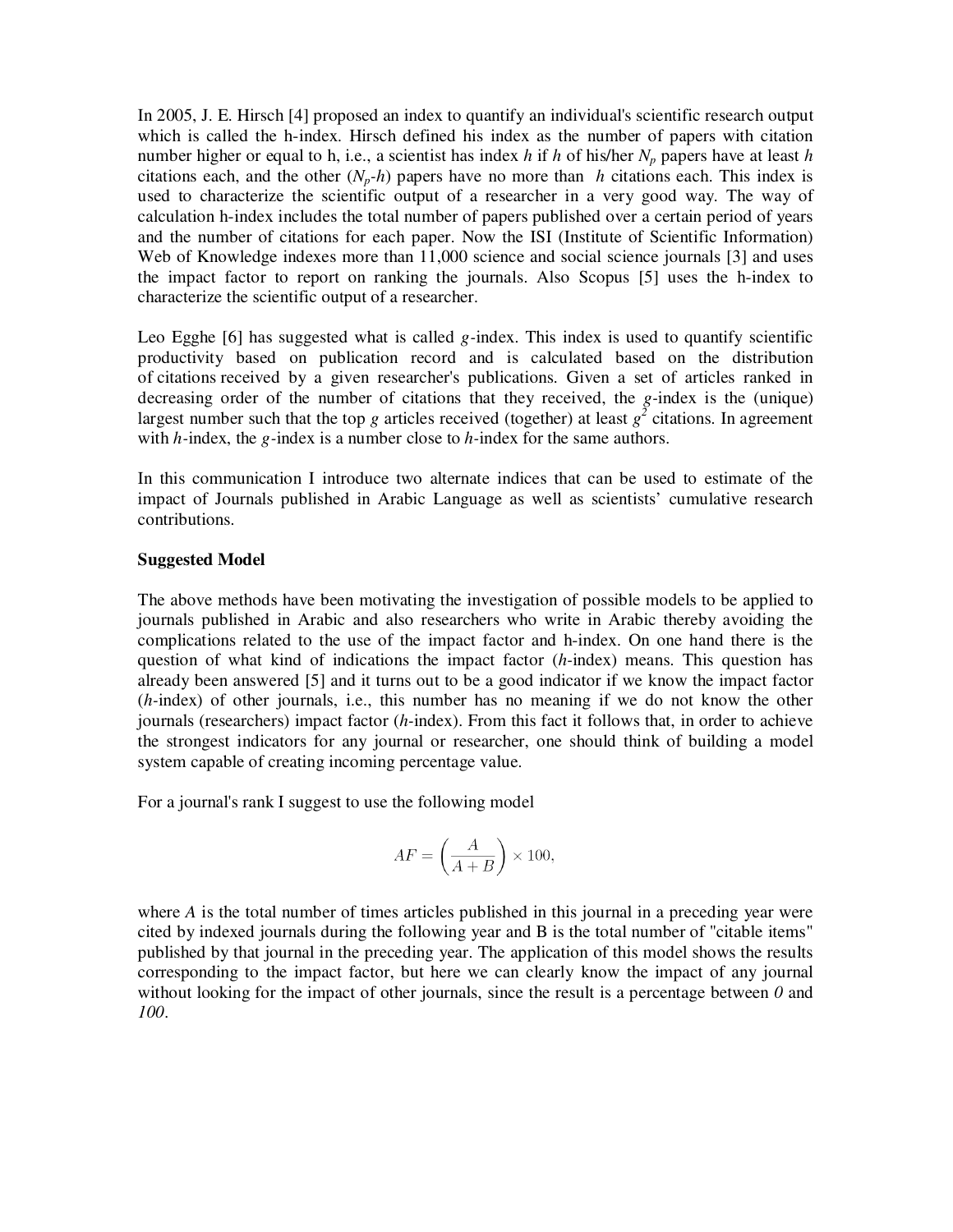In 2005, J. E. Hirsch [4] proposed an index to quantify an individual's scientific research output which is called the h-index. Hirsch defined his index as the number of papers with citation number higher or equal to h, i.e., a scientist has index $h$ if $h$ of his/her $N_p$ papers have at least $h$ citations each, and the other $(N_p-h)$ papers have no more than $h$ citations each. This index is used to characterize the scientific output of a researcher in a very good way. The way of calculation h-index includes the total number of papers published over a certain period of years and the number of citations for each paper. Now the ISI (Institute of Scientific Information) Web of Knowledge indexes more than 11,000 science and social science journals [3] and uses the impact factor to report on ranking the journals. Also Scopus [5] uses the h-index to characterize the scientific output of a researcher.

Leo Egghe [6] has suggested what is called $g$-index. This index is used to quantify scientific productivity based on publication record and is calculated based on the distribution of citations received by a given researcher's publications. Given a set of articles ranked in decreasing order of the number of citations that they received, the $g$-index is the (unique) largest number such that the top $g$ articles received (together) at least $g^2$ citations. In agreement with $h$-index, the $g$-index is a number close to $h$-index for the same authors.

In this communication I introduce two alternate indices that can be used to estimate of the impact of Journals published in Arabic Language as well as scientists' cumulative research contributions.

**Suggested Model**

The above methods have been motivating the investigation of possible models to be applied to journals published in Arabic and also researchers who write in Arabic thereby avoiding the complications related to the use of the impact factor and h-index. On one hand there is the question of what kind of indications the impact factor ($h$-index) means. This question has already been answered [5] and it turns out to be a good indicator if we know the impact factor ($h$-index) of other journals, i.e., this number has no meaning if we do not know the other journals (researchers) impact factor ($h$-index). From this fact it follows that, in order to achieve the strongest indicators for any journal or researcher, one should think of building a model system capable of creating incoming percentage value.

For a journal's rank I suggest to use the following model

$$AF = \left(\frac{A}{A+B}\right) \times 100,$$

where $A$ is the total number of times articles published in this journal in a preceding year were cited by indexed journals during the following year and B is the total number of "citable items" published by that journal in the preceding year. The application of this model shows the results corresponding to the impact factor, but here we can clearly know the impact of any journal without looking for the impact of other journals, since the result is a percentage between $0$ and $100$.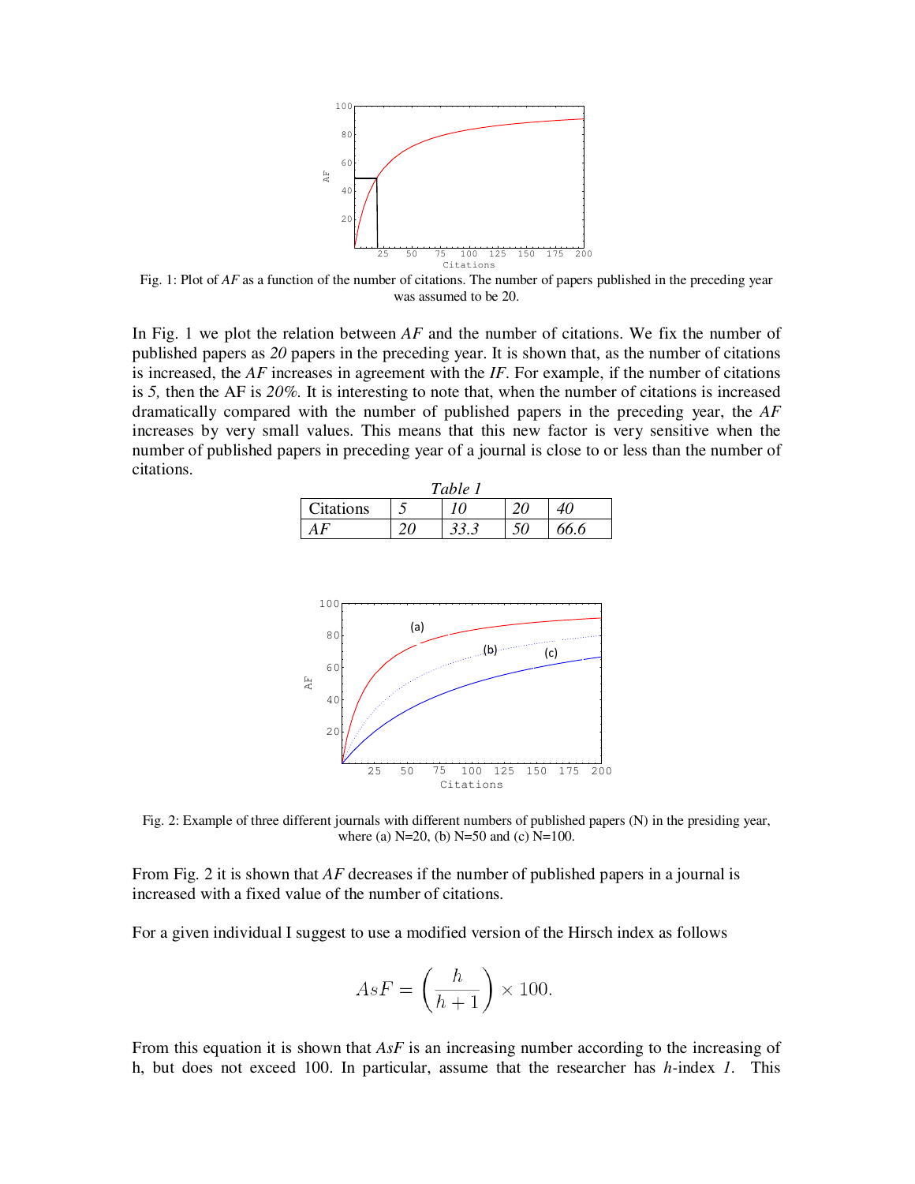Fig. 1: Plot of *AF* as a function of the number of citations. The number of papers published in the preceding year was assumed to be 20.

In Fig. 1 we plot the relation between *AF* and the number of citations. We fix the number of published papers as *20* papers in the preceding year. It is shown that, as the number of citations is increased, the *AF* increases in agreement with the *IF*. For example, if the number of citations is *5,* then the AF is *20%*. It is interesting to note that, when the number of citations is increased dramatically compared with the number of published papers in the preceding year, the *AF* increases by very small values. This means that this new factor is very sensitive when the number of published papers in preceding year of a journal is close to or less than the number of citations.

*Table 1*

| Citations | *5* | *10* | *20* | *40* |
|---|---|---|---|---|
| *AF* | *20* | *33.3* | *50* | *66.6* |

Fig. 2: Example of three different journals with different numbers of published papers (N) in the presiding year, where (a) N=20, (b) N=50 and (c) N=100.

From Fig. 2 it is shown that *AF* decreases if the number of published papers in a journal is increased with a fixed value of the number of citations.

For a given individual I suggest to use a modified version of the Hirsch index as follows

$$AsF = \left(\frac{h}{h+1}\right) \times 100.$$

From this equation it is shown that *AsF* is an increasing number according to the increasing of h, but does not exceed 100. In particular, assume that the researcher has *h*-index *1*. This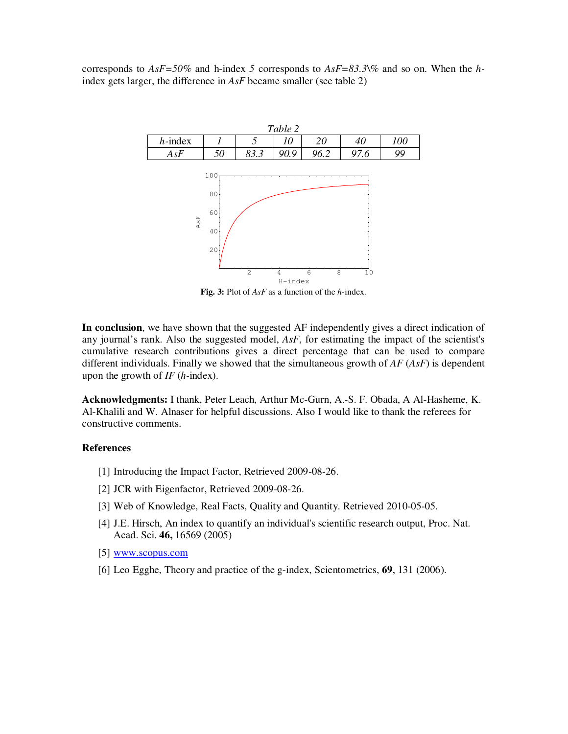corresponds to *AsF=50%* and h-index *5* corresponds to *AsF=83.3\%* and so on. When the *h*-index gets larger, the difference in *AsF* became smaller (see table 2)

*Table 2*

| $h$-index | *1* | *5* | *10* | *20* | *40* | *100* |
|---|---|---|---|---|---|---|
| *AsF* | *50* | *83.3* | *90.9* | *96.2* | *97.6* | *99* |

100
80
60
40
20
AsF
2
4
6
8
10
H-index

**Fig. 3:** Plot of *AsF* as a function of the *h*-index.

**In conclusion**, we have shown that the suggested AF independently gives a direct indication of any journal's rank. Also the suggested model, *AsF*, for estimating the impact of the scientist's cumulative research contributions gives a direct percentage that can be used to compare different individuals. Finally we showed that the simultaneous growth of *AF* (*AsF*) is dependent upon the growth of *IF* (*h*-index).

**Acknowledgments:** I thank, Peter Leach, Arthur Mc-Gurn, A.-S. F. Obada, A Al-Hasheme, K. Al-Khalili and W. Alnaser for helpful discussions. Also I would like to thank the referees for constructive comments.

**References**

[1] Introducing the Impact Factor, Retrieved 2009-08-26.

[2] JCR with Eigenfactor, Retrieved 2009-08-26.

[3] Web of Knowledge, Real Facts, Quality and Quantity. Retrieved 2010-05-05.

[4] J.E. Hirsch, An index to quantify an individual's scientific research output, Proc. Nat. Acad. Sci. **46,** 16569 (2005)

[5] www.scopus.com

[6] Leo Egghe, Theory and practice of the g-index, Scientometrics, **69**, 131 (2006).